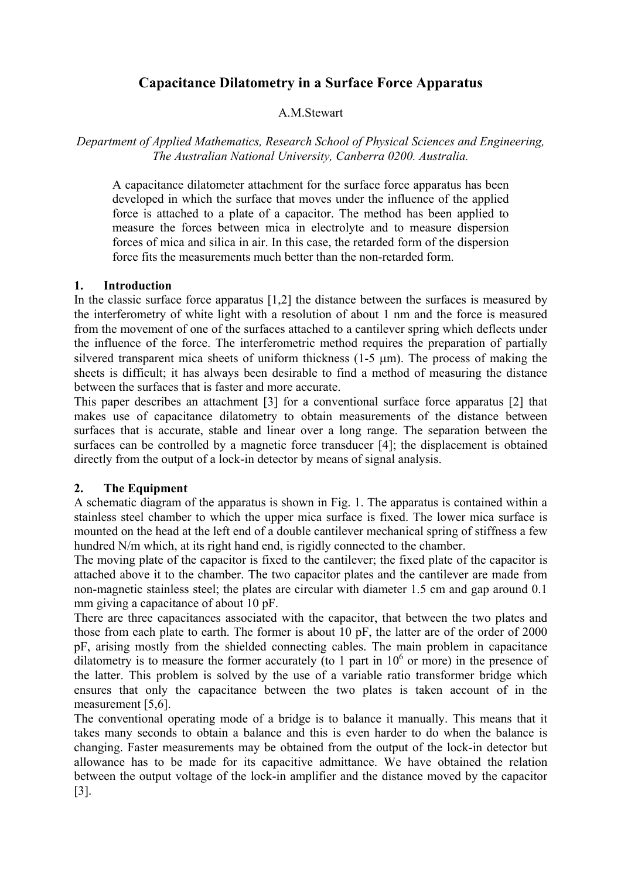# Capacitance Dilatometry in a Surface Force Apparatus

A.M.Stewart

*Department of Applied Mathematics, Research School of Physical Sciences and Engineering, The Australian National University, Canberra 0200. Australia.*

> A capacitance dilatometer attachment for the surface force apparatus has been developed in which the surface that moves under the influence of the applied force is attached to a plate of a capacitor. The method has been applied to measure the forces between mica in electrolyte and to measure dispersion forces of mica and silica in air. In this case, the retarded form of the dispersion force fits the measurements much better than the non-retarded form.

## 1. Introduction

In the classic surface force apparatus [1,2] the distance between the surfaces is measured by the interferometry of white light with a resolution of about 1 nm and the force is measured from the movement of one of the surfaces attached to a cantilever spring which deflects under the influence of the force. The interferometric method requires the preparation of partially silvered transparent mica sheets of uniform thickness (1-5 μm). The process of making the sheets is difficult; it has always been desirable to find a method of measuring the distance between the surfaces that is faster and more accurate.

This paper describes an attachment [3] for a conventional surface force apparatus [2] that makes use of capacitance dilatometry to obtain measurements of the distance between surfaces that is accurate, stable and linear over a long range. The separation between the surfaces can be controlled by a magnetic force transducer [4]; the displacement is obtained directly from the output of a lock-in detector by means of signal analysis.

## 2. The Equipment

A schematic diagram of the apparatus is shown in Fig. 1. The apparatus is contained within a stainless steel chamber to which the upper mica surface is fixed. The lower mica surface is mounted on the head at the left end of a double cantilever mechanical spring of stiffness a few hundred N/m which, at its right hand end, is rigidly connected to the chamber.

The moving plate of the capacitor is fixed to the cantilever; the fixed plate of the capacitor is attached above it to the chamber. The two capacitor plates and the cantilever are made from non-magnetic stainless steel; the plates are circular with diameter 1.5 cm and gap around 0.1 mm giving a capacitance of about 10 pF.

There are three capacitances associated with the capacitor, that between the two plates and those from each plate to earth. The former is about 10 pF, the latter are of the order of 2000 pF, arising mostly from the shielded connecting cables. The main problem in capacitance dilatometry is to measure the former accurately (to 1 part in $10^6$ or more) in the presence of the latter. This problem is solved by the use of a variable ratio transformer bridge which ensures that only the capacitance between the two plates is taken account of in the measurement [5,6].

The conventional operating mode of a bridge is to balance it manually. This means that it takes many seconds to obtain a balance and this is even harder to do when the balance is changing. Faster measurements may be obtained from the output of the lock-in detector but allowance has to be made for its capacitive admittance. We have obtained the relation between the output voltage of the lock-in amplifier and the distance moved by the capacitor [3].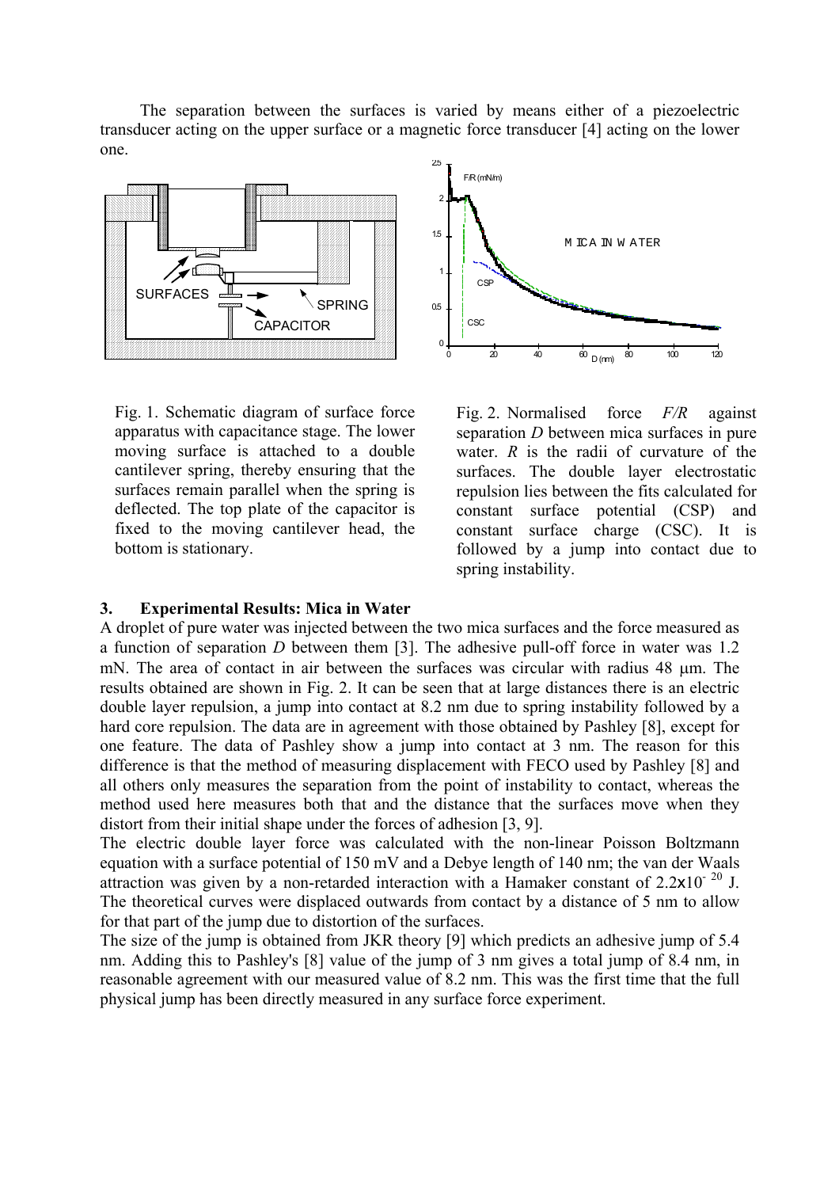The separation between the surfaces is varied by means either of a piezoelectric transducer acting on the upper surface or a magnetic force transducer [4] acting on the lower one.

Fig. 1. Schematic diagram of surface force apparatus with capacitance stage. The lower moving surface is attached to a double cantilever spring, thereby ensuring that the surfaces remain parallel when the spring is deflected. The top plate of the capacitor is fixed to the moving cantilever head, the bottom is stationary.

Fig. 2. Normalised force *F/R* against separation *D* between mica surfaces in pure water. *R* is the radii of curvature of the surfaces. The double layer electrostatic repulsion lies between the fits calculated for constant surface potential (CSP) and constant surface charge (CSC). It is followed by a jump into contact due to spring instability.

### 3. Experimental Results: Mica in Water

A droplet of pure water was injected between the two mica surfaces and the force measured as a function of separation *D* between them [3]. The adhesive pull-off force in water was 1.2 mN. The area of contact in air between the surfaces was circular with radius 48 μm. The results obtained are shown in Fig. 2. It can be seen that at large distances there is an electric double layer repulsion, a jump into contact at 8.2 nm due to spring instability followed by a hard core repulsion. The data are in agreement with those obtained by Pashley [8], except for one feature. The data of Pashley show a jump into contact at 3 nm. The reason for this difference is that the method of measuring displacement with FECO used by Pashley [8] and all others only measures the separation from the point of instability to contact, whereas the method used here measures both that and the distance that the surfaces move when they distort from their initial shape under the forces of adhesion [3, 9].

The electric double layer force was calculated with the non-linear Poisson Boltzmann equation with a surface potential of 150 mV and a Debye length of 140 nm; the van der Waals attraction was given by a non-retarded interaction with a Hamaker constant of $2.2\times10^{-20}$ J. The theoretical curves were displaced outwards from contact by a distance of 5 nm to allow for that part of the jump due to distortion of the surfaces.

The size of the jump is obtained from JKR theory [9] which predicts an adhesive jump of 5.4 nm. Adding this to Pashley's [8] value of the jump of 3 nm gives a total jump of 8.4 nm, in reasonable agreement with our measured value of 8.2 nm. This was the first time that the full physical jump has been directly measured in any surface force experiment.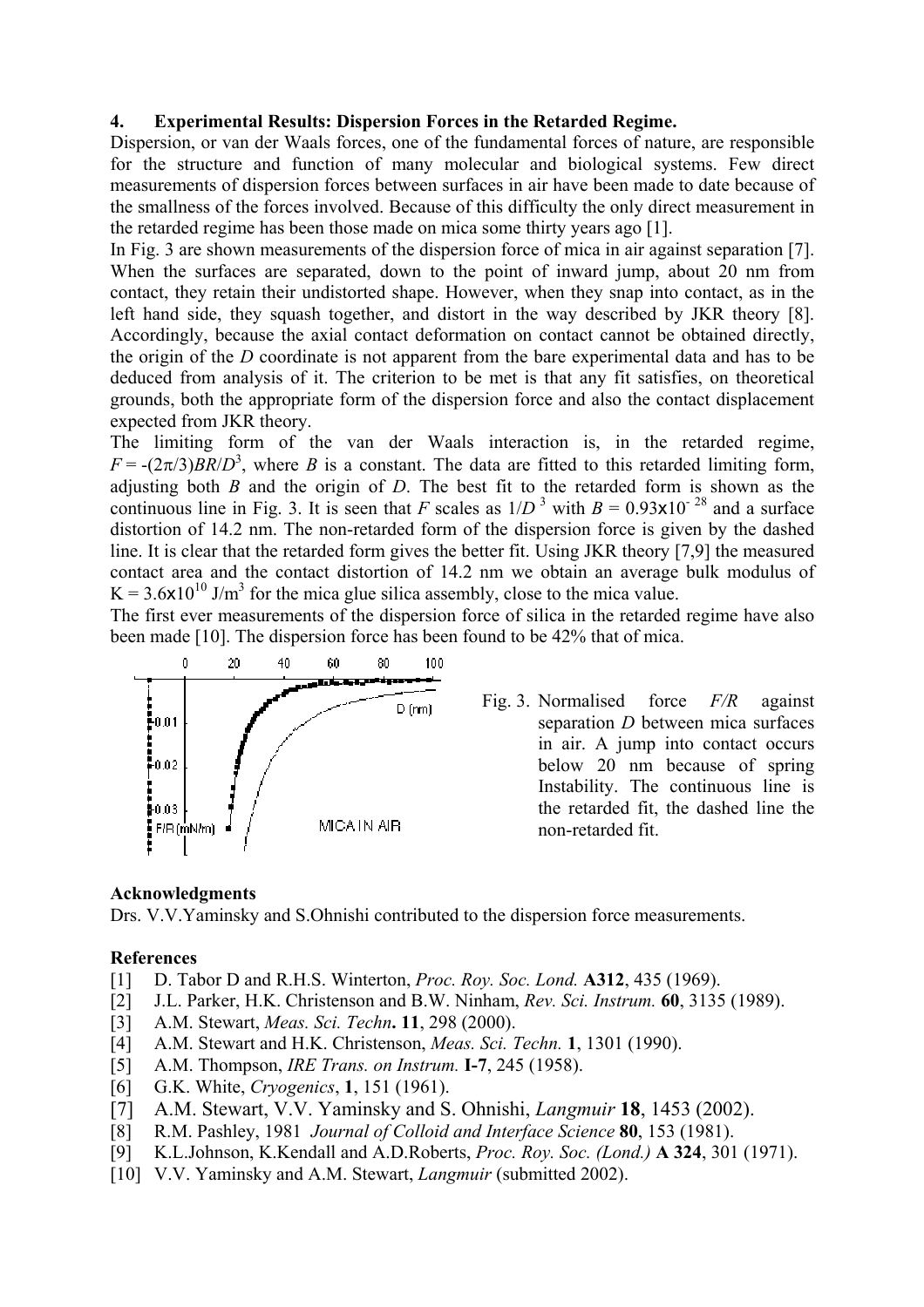### 4. Experimental Results: Dispersion Forces in the Retarded Regime.

Dispersion, or van der Waals forces, one of the fundamental forces of nature, are responsible for the structure and function of many molecular and biological systems. Few direct measurements of dispersion forces between surfaces in air have been made to date because of the smallness of the forces involved. Because of this difficulty the only direct measurement in the retarded regime has been those made on mica some thirty years ago [1].

In Fig. 3 are shown measurements of the dispersion force of mica in air against separation [7]. When the surfaces are separated, down to the point of inward jump, about 20 nm from contact, they retain their undistorted shape. However, when they snap into contact, as in the left hand side, they squash together, and distort in the way described by JKR theory [8]. Accordingly, because the axial contact deformation on contact cannot be obtained directly, the origin of the *D* coordinate is not apparent from the bare experimental data and has to be deduced from analysis of it. The criterion to be met is that any fit satisfies, on theoretical grounds, both the appropriate form of the dispersion force and also the contact displacement expected from JKR theory.

The limiting form of the van der Waals interaction is, in the retarded regime, $F = -(2\pi/3)BR/D^3$, where $B$ is a constant. The data are fitted to this retarded limiting form, adjusting both $B$ and the origin of $D$. The best fit to the retarded form is shown as the continuous line in Fig. 3. It is seen that $F$ scales as $1/D^3$ with $B = 0.93\times10^{-28}$ and a surface distortion of 14.2 nm. The non-retarded form of the dispersion force is given by the dashed line. It is clear that the retarded form gives the better fit. Using JKR theory [7,9] the measured contact area and the contact distortion of 14.2 nm we obtain an average bulk modulus of $K = 3.6\times10^{10}$ J/m$^3$ for the mica glue silica assembly, close to the mica value.

The first ever measurements of the dispersion force of silica in the retarded regime have also been made [10]. The dispersion force has been found to be 42% that of mica.

0
20
40
60
80
100
D (nm)
0.01
0.02
0.03
F/R (mN/m)
MICA IN AIR

Fig. 3. Normalised force *F/R* against separation *D* between mica surfaces in air. A jump into contact occurs below 20 nm because of spring Instability. The continuous line is the retarded fit, the dashed line the non-retarded fit.

**Acknowledgments**

Drs. V.V.Yaminsky and S.Ohnishi contributed to the dispersion force measurements.

**References**

[1] D. Tabor D and R.H.S. Winterton, *Proc. Roy. Soc. Lond.* **A312**, 435 (1969).
[2] J.L. Parker, H.K. Christenson and B.W. Ninham, *Rev. Sci. Instrum.* **60**, 3135 (1989).
[3] A.M. Stewart, *Meas. Sci. Techn***.** **11**, 298 (2000).
[4] A.M. Stewart and H.K. Christenson, *Meas. Sci. Techn.* **1**, 1301 (1990).
[5] A.M. Thompson, *IRE Trans. on Instrum.* **I-7**, 245 (1958).
[6] G.K. White, *Cryogenics*, **1**, 151 (1961).
[7] A.M. Stewart, V.V. Yaminsky and S. Ohnishi, *Langmuir* **18**, 1453 (2002).
[8] R.M. Pashley, 1981 *Journal of Colloid and Interface Science* **80**, 153 (1981).
[9] K.L.Johnson, K.Kendall and A.D.Roberts, *Proc. Roy. Soc. (Lond.)* **A 324**, 301 (1971).
[10] V.V. Yaminsky and A.M. Stewart, *Langmuir* (submitted 2002).